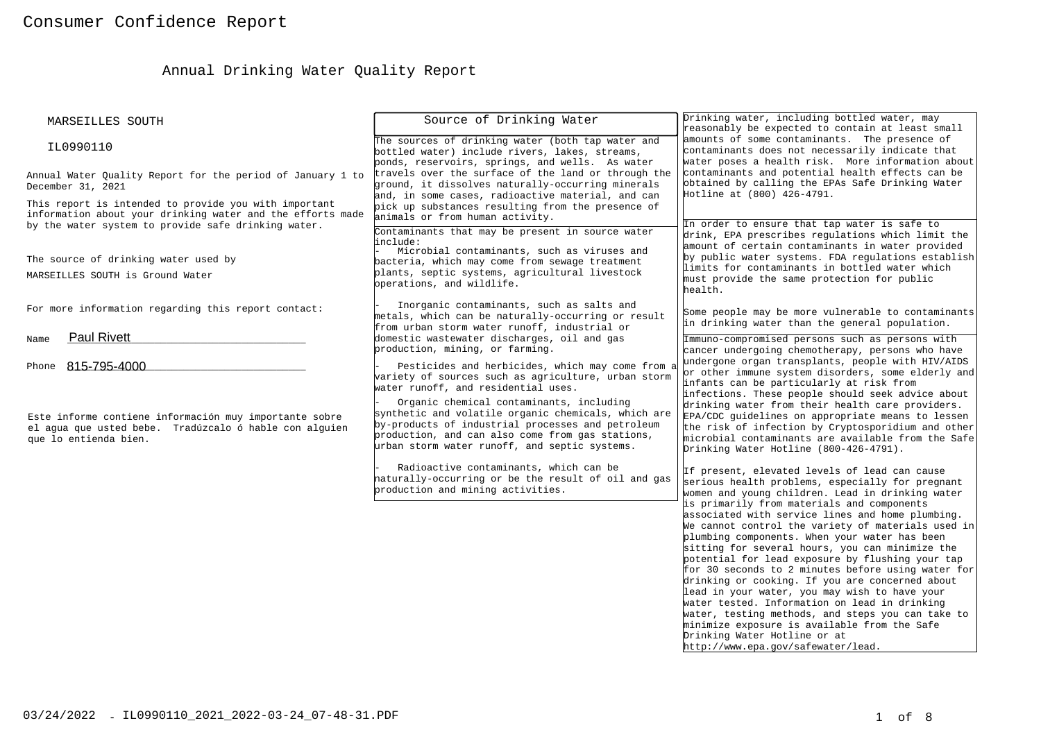# Consumer Confidence Report

## Annual Drinking Water Quality Report

MARSEILLES SOUTH

IL0990110

Annual Water Quality Report for the period of January 1 to December 31, 2021

This report is intended to provide you with important information about your drinking water and the efforts made by the water system to provide safe drinking water.

The source of drinking water used by MARSEILLES SOUTH is Ground Water

For more information regarding this report contact:

Name Paul Rivett

Phone 815-795-4000

Este informe contiene información muy importante sobre el agua que usted bebe. Tradúzcalo ó hable con alguien que lo entienda bien.

### Source of Drinking Water

The sources of drinking water (both tap water and bottled water) include rivers, lakes, streams, ponds, reservoirs, springs, and wells. As water travels over the surface of the land or through the ground, it dissolves naturally-occurring minerals and, in some cases, radioactive material, and can pick up substances resulting from the presence of animals or from human activity.

Contaminants that may be present in source water include:

- Microbial contaminants, such as viruses and bacteria, which may come from sewage treatment plants, septic systems, agricultural livestock operations, and wildlife.
- Inorganic contaminants, such as salts and metals, which can be naturally-occurring or result from urban storm water runoff, industrial or domestic wastewater discharges, oil and gas production, mining, or farming.
- Pesticides and herbicides, which may come from a variety of sources such as agriculture, urban storm water runoff, and residential uses.
- Organic chemical contaminants, including synthetic and volatile organic chemicals, which are by-products of industrial processes and petroleum production, and can also come from gas stations, urban storm water runoff, and septic systems.
- Radioactive contaminants, which can be naturally-occurring or be the result of oil and gas production and mining activities.

Drinking water, including bottled water, may reasonably be expected to contain at least small amounts of some contaminants. The presence of contaminants does not necessarily indicate that water poses a health risk. More information about contaminants and potential health effects can be obtained by calling the EPAs Safe Drinking Water Hotline at (800) 426-4791.

In order to ensure that tap water is safe to drink, EPA prescribes regulations which limit the amount of certain contaminants in water provided by public water systems. FDA regulations establish limits for contaminants in bottled water which must provide the same protection for public health.

Some people may be more vulnerable to contaminants in drinking water than the general population.

Immuno-compromised persons such as persons with cancer undergoing chemotherapy, persons who have undergone organ transplants, people with HIV/AIDS or other immune system disorders, some elderly and infants can be particularly at risk from infections. These people should seek advice about drinking water from their health care providers. EPA/CDC guidelines on appropriate means to lessen the risk of infection by Cryptosporidium and other microbial contaminants are available from the Safe Drinking Water Hotline (800-426-4791).

If present, elevated levels of lead can cause serious health problems, especially for pregnant women and young children. Lead in drinking water is primarily from materials and components associated with service lines and home plumbing. We cannot control the variety of materials used in plumbing components. When your water has been sitting for several hours, you can minimize the potential for lead exposure by flushing your tap for 30 seconds to 2 minutes before using water for drinking or cooking. If you are concerned about lead in your water, you may wish to have your water tested. Information on lead in drinking water, testing methods, and steps you can take to minimize exposure is available from the Safe Drinking Water Hotline or at http://www.epa.gov/safewater/lead.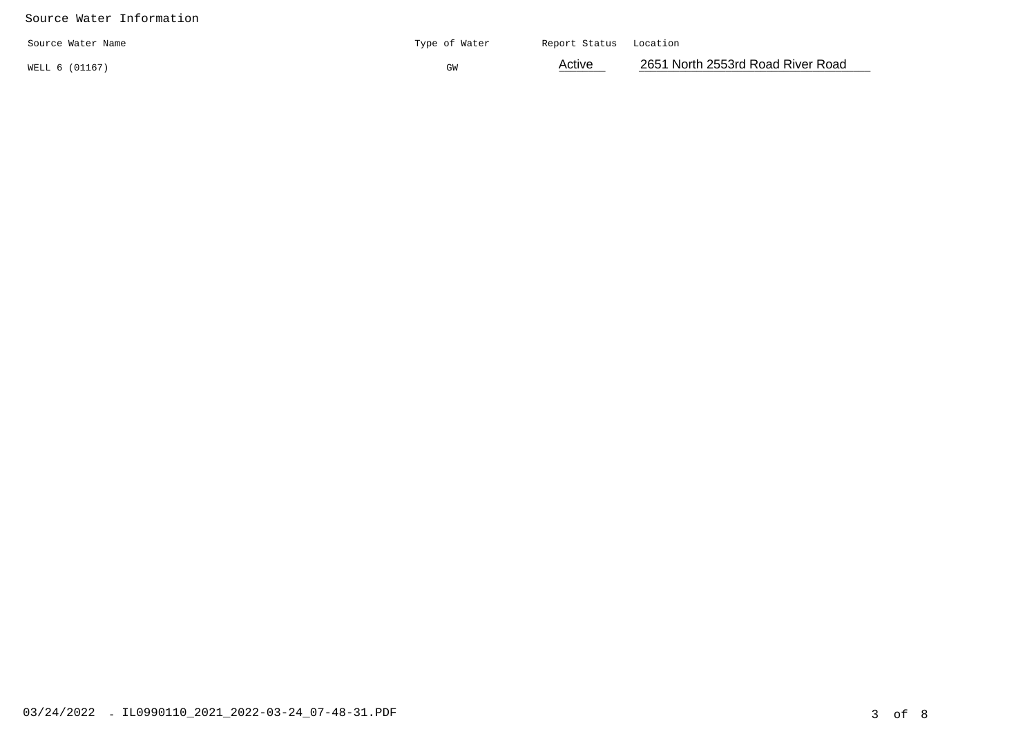Source Water Information

| Source Water Name | Type of Water | Report Status | Location |
|---|---|---|---|
| WELL 6 (01167) | GW | Active | 2651 North 2553rd Road River Road |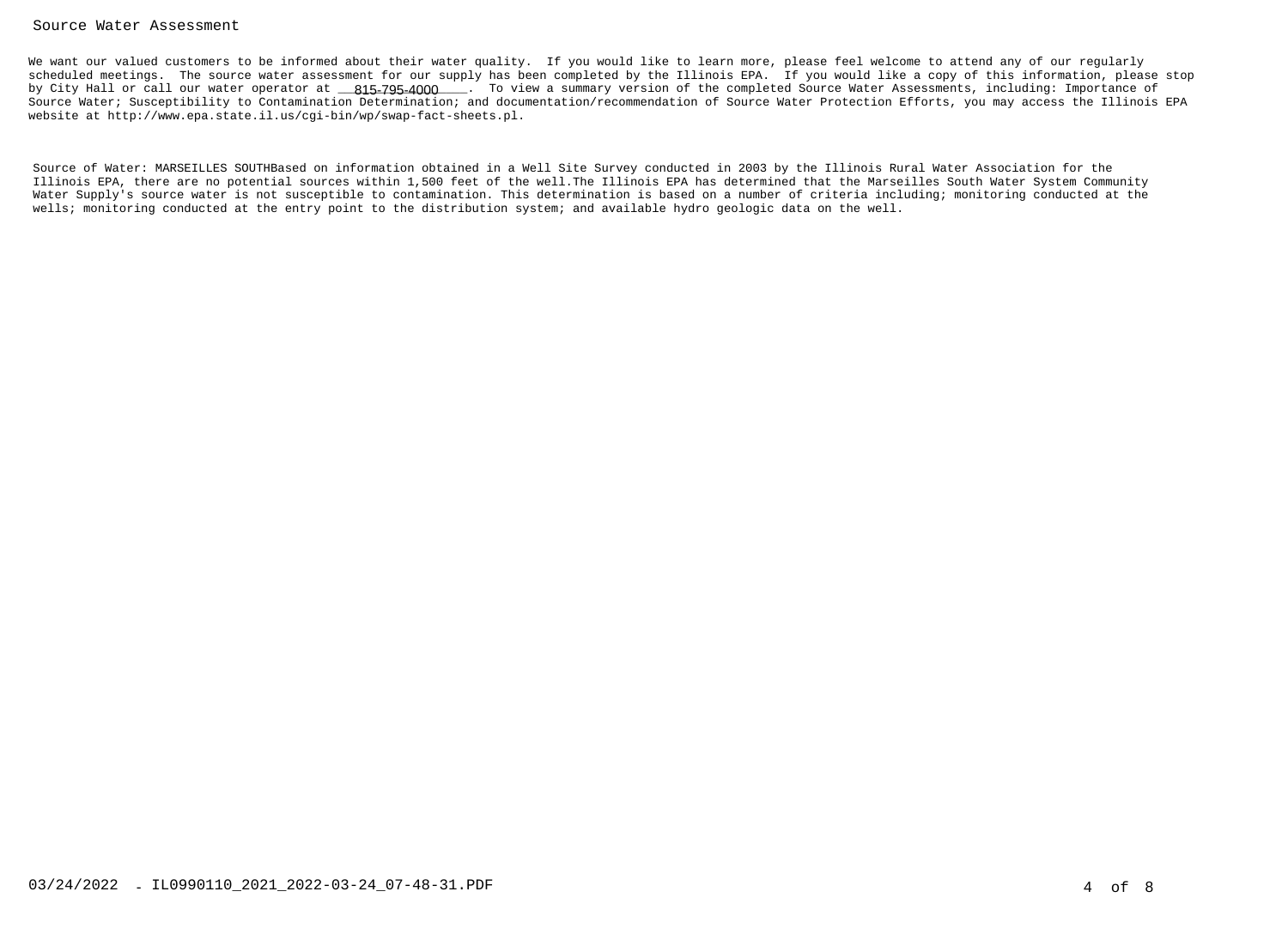## Source Water Assessment

We want our valued customers to be informed about their water quality. If you would like to learn more, please feel welcome to attend any of our regularly scheduled meetings. The source water assessment for our supply has been completed by the Illinois EPA. If you would like a copy of this information, please stop by City Hall or call our water operator at __815-795-4000____. To view a summary version of the completed Source Water Assessments, including: Importance of Source Water; Susceptibility to Contamination Determination; and documentation/recommendation of Source Water Protection Efforts, you may access the Illinois EPA website at http://www.epa.state.il.us/cgi-bin/wp/swap-fact-sheets.pl.

Source of Water: MARSEILLES SOUTHBased on information obtained in a Well Site Survey conducted in 2003 by the Illinois Rural Water Association for the Illinois EPA, there are no potential sources within 1,500 feet of the well.The Illinois EPA has determined that the Marseilles South Water System Community Water Supply's source water is not susceptible to contamination. This determination is based on a number of criteria including; monitoring conducted at the wells; monitoring conducted at the entry point to the distribution system; and available hydro geologic data on the well.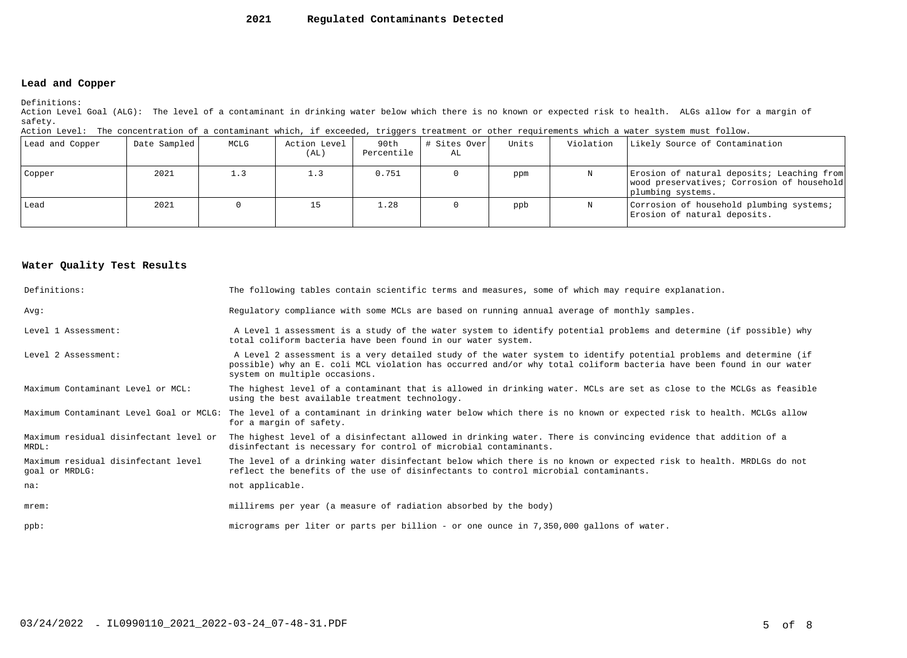# 2021 Regulated Contaminants Detected

## Lead and Copper

Definitions:
Action Level Goal (ALG): The level of a contaminant in drinking water below which there is no known or expected risk to health. ALGs allow for a margin of safety.
Action Level: The concentration of a contaminant which, if exceeded, triggers treatment or other requirements which a water system must follow.

| Lead and Copper | Date Sampled | MCLG | Action Level (AL) | 90th Percentile | # Sites Over AL | Units | Violation | Likely Source of Contamination |
|---|---|---|---|---|---|---|---|---|
| Copper | 2021 | 1.3 | 1.3 | 0.751 | 0 | ppm | N | Erosion of natural deposits; Leaching from wood preservatives; Corrosion of household plumbing systems. |
| Lead | 2021 | 0 | 15 | 1.28 | 0 | ppb | N | Corrosion of household plumbing systems; Erosion of natural deposits. |

## Water Quality Test Results

| | |
|---|---|
| Definitions: | The following tables contain scientific terms and measures, some of which may require explanation. |
| Avg: | Regulatory compliance with some MCLs are based on running annual average of monthly samples. |
| Level 1 Assessment: | A Level 1 assessment is a study of the water system to identify potential problems and determine (if possible) why total coliform bacteria have been found in our water system. |
| Level 2 Assessment: | A Level 2 assessment is a very detailed study of the water system to identify potential problems and determine (if possible) why an E. coli MCL violation has occurred and/or why total coliform bacteria have been found in our water system on multiple occasions. |
| Maximum Contaminant Level or MCL: | The highest level of a contaminant that is allowed in drinking water. MCLs are set as close to the MCLGs as feasible using the best available treatment technology. |
| Maximum Contaminant Level Goal or MCLG: | The level of a contaminant in drinking water below which there is no known or expected risk to health. MCLGs allow for a margin of safety. |
| Maximum residual disinfectant level or MRDL: | The highest level of a disinfectant allowed in drinking water. There is convincing evidence that addition of a disinfectant is necessary for control of microbial contaminants. |
| Maximum residual disinfectant level goal or MRDLG: | The level of a drinking water disinfectant below which there is no known or expected risk to health. MRDLGs do not reflect the benefits of the use of disinfectants to control microbial contaminants. |
| na: | not applicable. |
| mrem: | millirems per year (a measure of radiation absorbed by the body) |
| ppb: | micrograms per liter or parts per billion - or one ounce in 7,350,000 gallons of water. |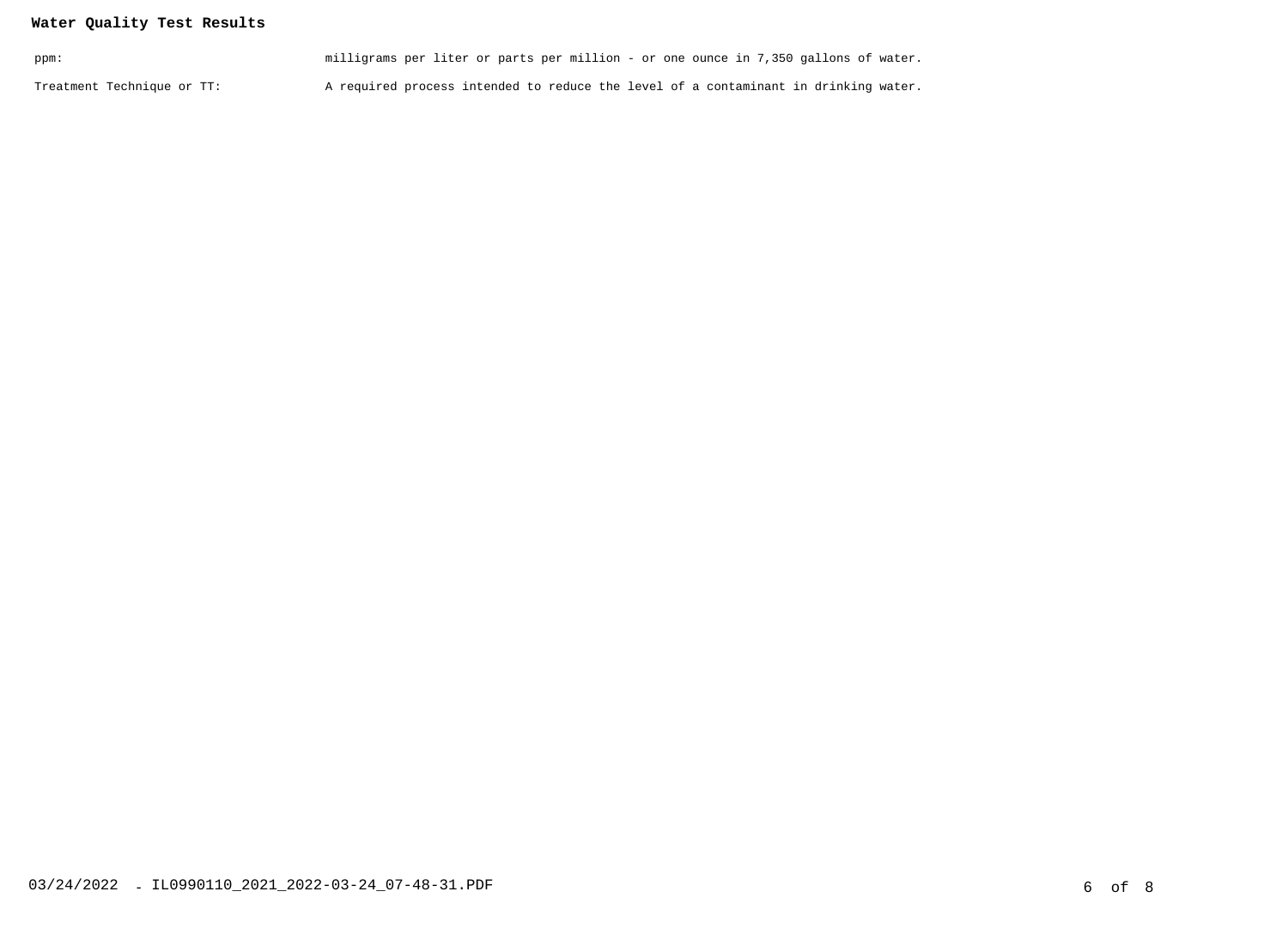**Water Quality Test Results**

| | |
|---|---|
| ppm: | milligrams per liter or parts per million - or one ounce in 7,350 gallons of water. |
| Treatment Technique or TT: | A required process intended to reduce the level of a contaminant in drinking water. |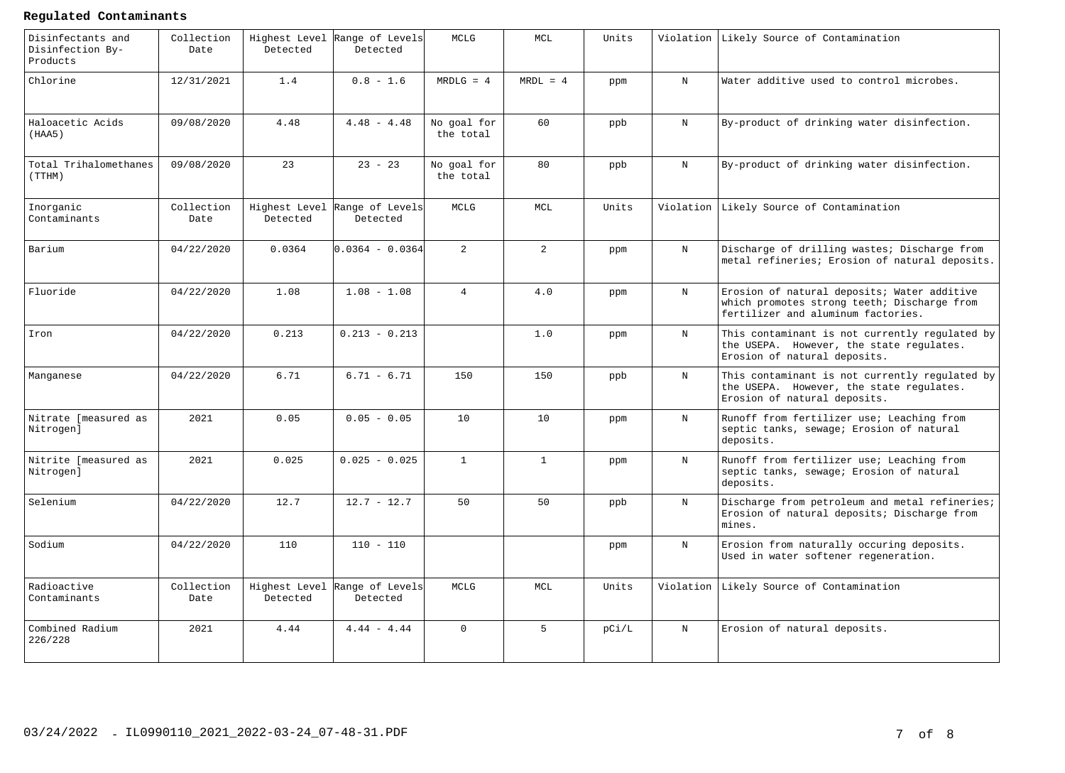**Regulated Contaminants**

| Disinfectants and Disinfection By-Products | Collection Date | Highest Level Detected | Range of Levels Detected | MCLG | MCL | Units | Violation | Likely Source of Contamination |
|---|---|---|---|---|---|---|---|---|
| Chlorine | 12/31/2021 | 1.4 | 0.8 - 1.6 | MRDLG = 4 | MRDL = 4 | ppm | N | Water additive used to control microbes. |
| Haloacetic Acids (HAA5) | 09/08/2020 | 4.48 | 4.48 - 4.48 | No goal for the total | 60 | ppb | N | By-product of drinking water disinfection. |
| Total Trihalomethanes (TTHM) | 09/08/2020 | 23 | 23 - 23 | No goal for the total | 80 | ppb | N | By-product of drinking water disinfection. |
| **Inorganic Contaminants** | **Collection Date** | **Highest Level Detected** | **Range of Levels Detected** | **MCLG** | **MCL** | **Units** | **Violation** | **Likely Source of Contamination** |
| Barium | 04/22/2020 | 0.0364 | 0.0364 - 0.0364 | 2 | 2 | ppm | N | Discharge of drilling wastes; Discharge from metal refineries; Erosion of natural deposits. |
| Fluoride | 04/22/2020 | 1.08 | 1.08 - 1.08 | 4 | 4.0 | ppm | N | Erosion of natural deposits; Water additive which promotes strong teeth; Discharge from fertilizer and aluminum factories. |
| Iron | 04/22/2020 | 0.213 | 0.213 - 0.213 | | 1.0 | ppm | N | This contaminant is not currently regulated by the USEPA. However, the state regulates. Erosion of natural deposits. |
| Manganese | 04/22/2020 | 6.71 | 6.71 - 6.71 | 150 | 150 | ppb | N | This contaminant is not currently regulated by the USEPA. However, the state regulates. Erosion of natural deposits. |
| Nitrate [measured as Nitrogen] | 2021 | 0.05 | 0.05 - 0.05 | 10 | 10 | ppm | N | Runoff from fertilizer use; Leaching from septic tanks, sewage; Erosion of natural deposits. |
| Nitrite [measured as Nitrogen] | 2021 | 0.025 | 0.025 - 0.025 | 1 | 1 | ppm | N | Runoff from fertilizer use; Leaching from septic tanks, sewage; Erosion of natural deposits. |
| Selenium | 04/22/2020 | 12.7 | 12.7 - 12.7 | 50 | 50 | ppb | N | Discharge from petroleum and metal refineries; Erosion of natural deposits; Discharge from mines. |
| Sodium | 04/22/2020 | 110 | 110 - 110 | | | ppm | N | Erosion from naturally occuring deposits. Used in water softener regeneration. |
| **Radioactive Contaminants** | **Collection Date** | **Highest Level Detected** | **Range of Levels Detected** | **MCLG** | **MCL** | **Units** | **Violation** | **Likely Source of Contamination** |
| Combined Radium 226/228 | 2021 | 4.44 | 4.44 - 4.44 | 0 | 5 | pCi/L | N | Erosion of natural deposits. |

03/24/2022 - IL0990110_2021_2022-03-24_07-48-31.PDF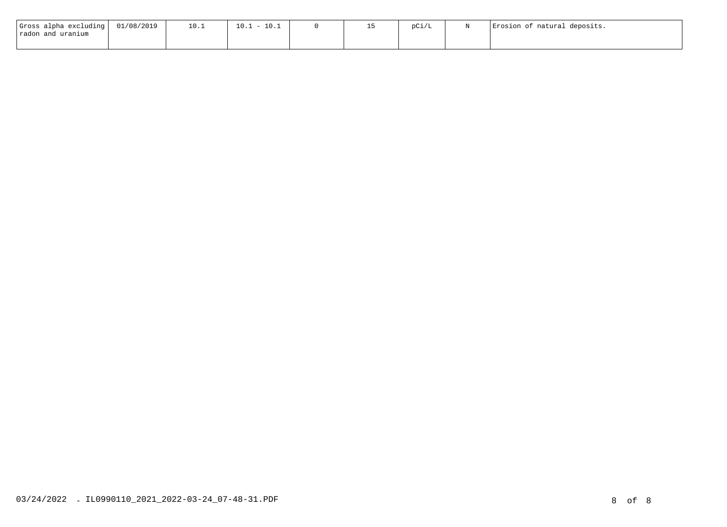| | | | | | | | | |
|---|---|---|---|---|---|---|---|---|
| Gross alpha excluding radon and uranium | 01/08/2019 | 10.1 | 10.1 - 10.1 | 0 | 15 | pCi/L | N | Erosion of natural deposits. |